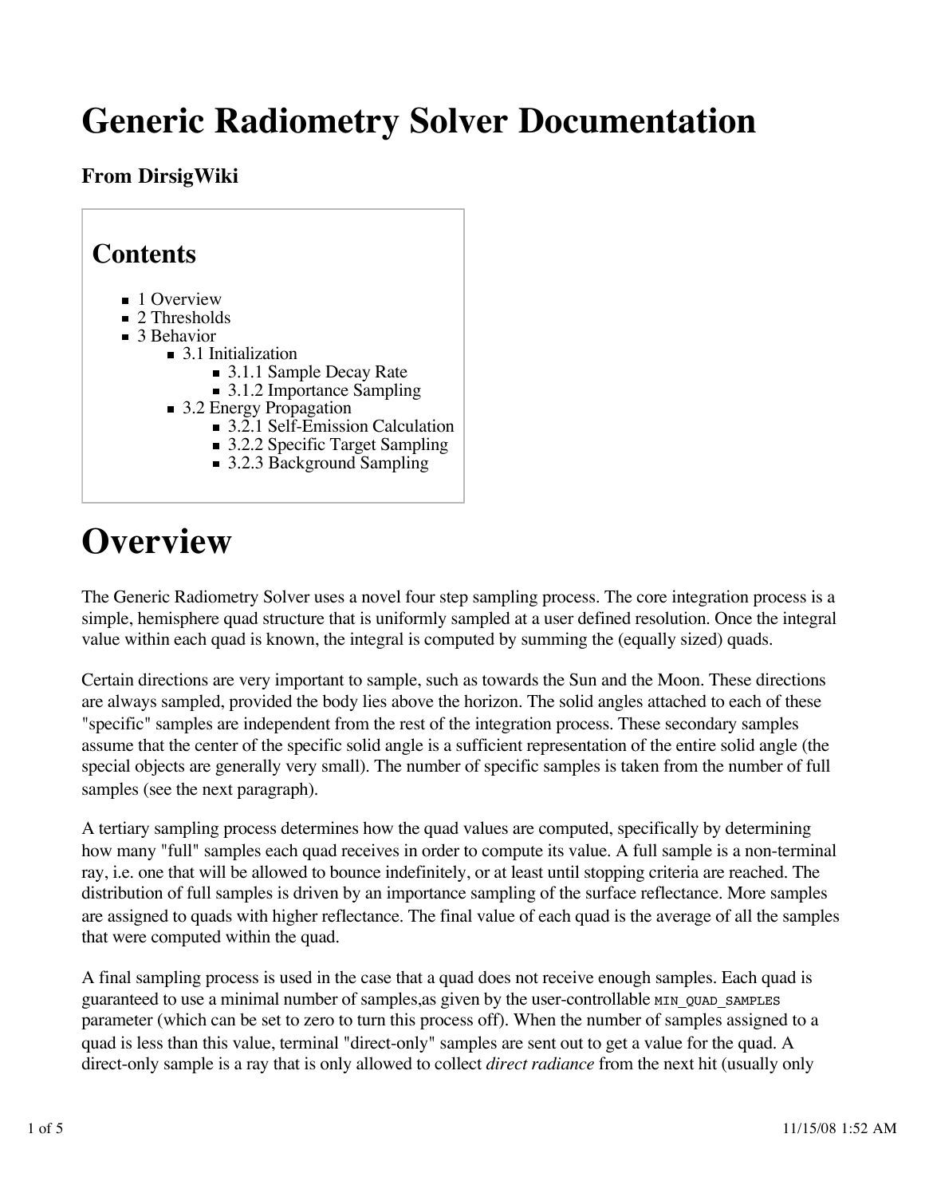# Generic Radiometry Solver Documentation

### From DirsigWiki

## Contents

- 1 Overview
- 2 Thresholds
- 3 Behavior
  - 3.1 Initialization
    - 3.1.1 Sample Decay Rate
    - 3.1.2 Importance Sampling
  - 3.2 Energy Propagation
    - 3.2.1 Self-Emission Calculation
    - 3.2.2 Specific Target Sampling
    - 3.2.3 Background Sampling

# Overview

The Generic Radiometry Solver uses a novel four step sampling process. The core integration process is a simple, hemisphere quad structure that is uniformly sampled at a user defined resolution. Once the integral value within each quad is known, the integral is computed by summing the (equally sized) quads.

Certain directions are very important to sample, such as towards the Sun and the Moon. These directions are always sampled, provided the body lies above the horizon. The solid angles attached to each of these "specific" samples are independent from the rest of the integration process. These secondary samples assume that the center of the specific solid angle is a sufficient representation of the entire solid angle (the special objects are generally very small). The number of specific samples is taken from the number of full samples (see the next paragraph).

A tertiary sampling process determines how the quad values are computed, specifically by determining how many "full" samples each quad receives in order to compute its value. A full sample is a non-terminal ray, i.e. one that will be allowed to bounce indefinitely, or at least until stopping criteria are reached. The distribution of full samples is driven by an importance sampling of the surface reflectance. More samples are assigned to quads with higher reflectance. The final value of each quad is the average of all the samples that were computed within the quad.

A final sampling process is used in the case that a quad does not receive enough samples. Each quad is guaranteed to use a minimal number of samples,as given by the user-controllable `MIN_QUAD_SAMPLES` parameter (which can be set to zero to turn this process off). When the number of samples assigned to a quad is less than this value, terminal "direct-only" samples are sent out to get a value for the quad. A direct-only sample is a ray that is only allowed to collect *direct radiance* from the next hit (usually only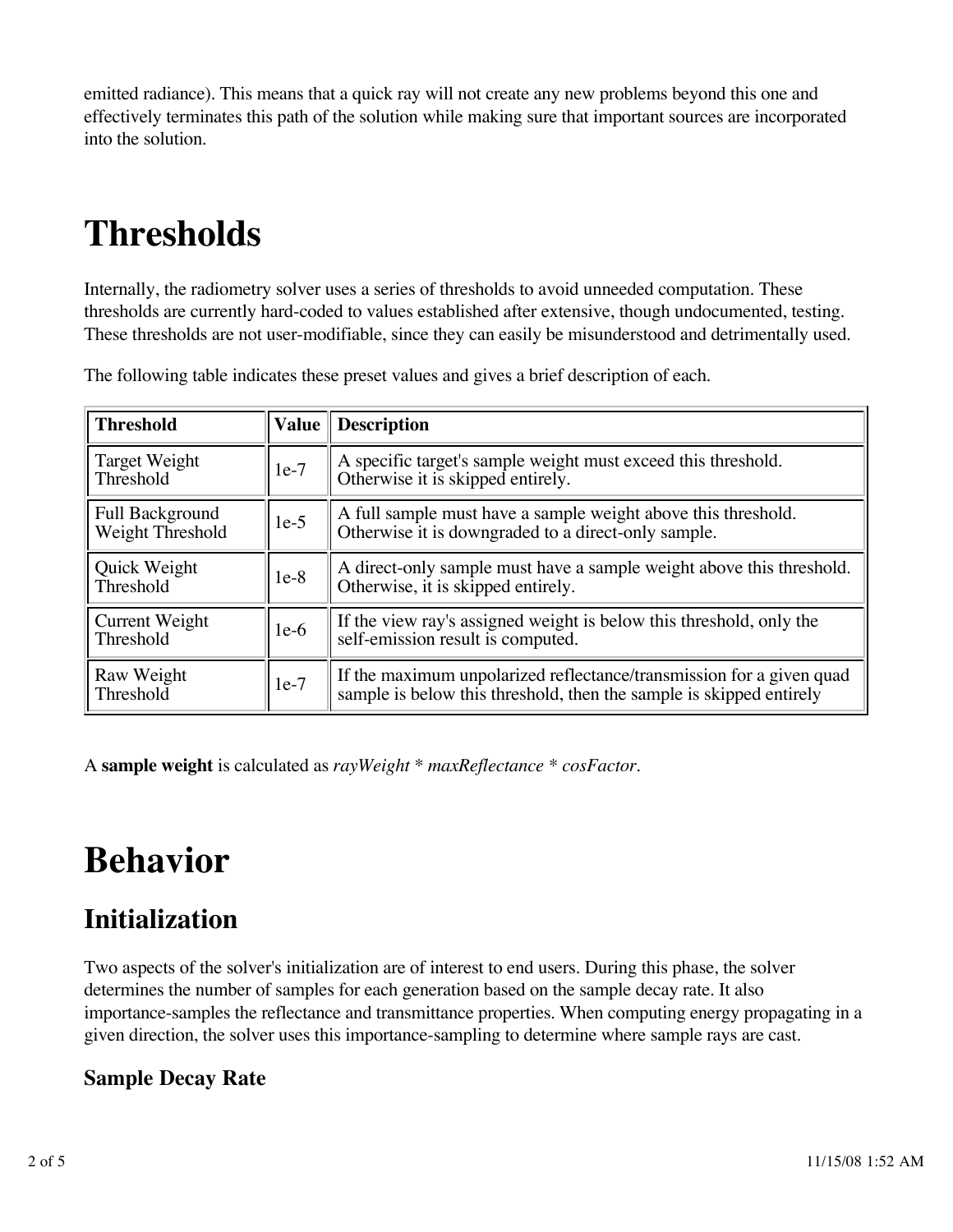emitted radiance). This means that a quick ray will not create any new problems beyond this one and effectively terminates this path of the solution while making sure that important sources are incorporated into the solution.

# Thresholds

Internally, the radiometry solver uses a series of thresholds to avoid unneeded computation. These thresholds are currently hard-coded to values established after extensive, though undocumented, testing. These thresholds are not user-modifiable, since they can easily be misunderstood and detrimentally used.

The following table indicates these preset values and gives a brief description of each.

| Threshold | Value | Description |
|---|---|---|
| Target Weight Threshold | 1e-7 | A specific target's sample weight must exceed this threshold. Otherwise it is skipped entirely. |
| Full Background Weight Threshold | 1e-5 | A full sample must have a sample weight above this threshold. Otherwise it is downgraded to a direct-only sample. |
| Quick Weight Threshold | 1e-8 | A direct-only sample must have a sample weight above this threshold. Otherwise, it is skipped entirely. |
| Current Weight Threshold | 1e-6 | If the view ray's assigned weight is below this threshold, only the self-emission result is computed. |
| Raw Weight Threshold | 1e-7 | If the maximum unpolarized reflectance/transmission for a given quad sample is below this threshold, then the sample is skipped entirely |

A **sample weight** is calculated as *rayWeight * maxReflectance * cosFactor*.

# Behavior

## Initialization

Two aspects of the solver's initialization are of interest to end users. During this phase, the solver determines the number of samples for each generation based on the sample decay rate. It also importance-samples the reflectance and transmittance properties. When computing energy propagating in a given direction, the solver uses this importance-sampling to determine where sample rays are cast.

### Sample Decay Rate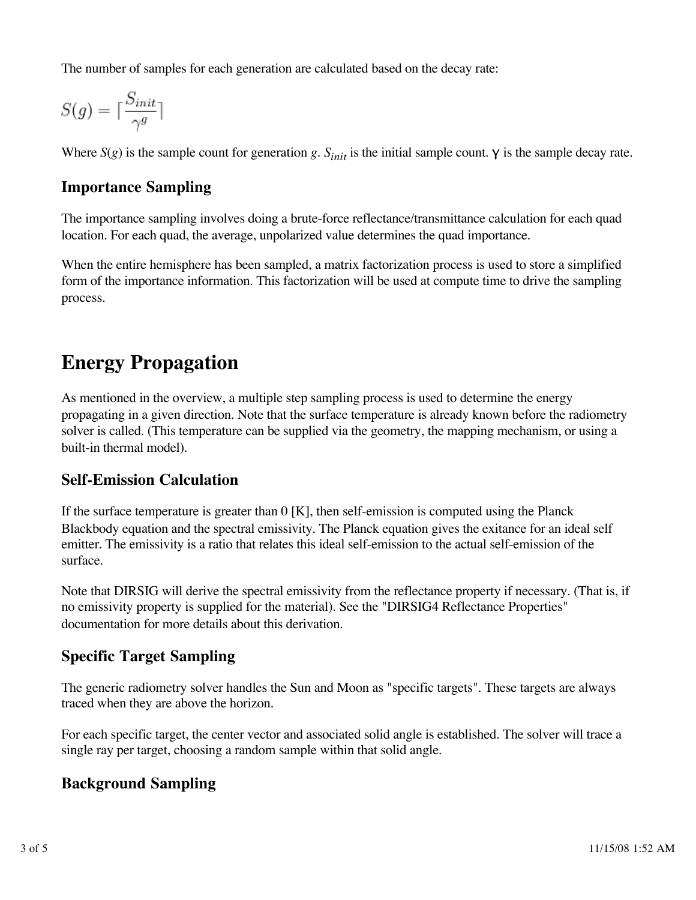The number of samples for each generation are calculated based on the decay rate:

$$S(g) = \lceil \frac{S_{init}}{\gamma^g} \rceil$$

Where $S(g)$ is the sample count for generation $g$. $S_{init}$ is the initial sample count. $\gamma$ is the sample decay rate.

### Importance Sampling

The importance sampling involves doing a brute-force reflectance/transmittance calculation for each quad location. For each quad, the average, unpolarized value determines the quad importance.

When the entire hemisphere has been sampled, a matrix factorization process is used to store a simplified form of the importance information. This factorization will be used at compute time to drive the sampling process.

## Energy Propagation

As mentioned in the overview, a multiple step sampling process is used to determine the energy propagating in a given direction. Note that the surface temperature is already known before the radiometry solver is called. (This temperature can be supplied via the geometry, the mapping mechanism, or using a built-in thermal model).

### Self-Emission Calculation

If the surface temperature is greater than 0 [K], then self-emission is computed using the Planck Blackbody equation and the spectral emissivity. The Planck equation gives the exitance for an ideal self emitter. The emissivity is a ratio that relates this ideal self-emission to the actual self-emission of the surface.

Note that DIRSIG will derive the spectral emissivity from the reflectance property if necessary. (That is, if no emissivity property is supplied for the material). See the "DIRSIG4 Reflectance Properties" documentation for more details about this derivation.

### Specific Target Sampling

The generic radiometry solver handles the Sun and Moon as "specific targets". These targets are always traced when they are above the horizon.

For each specific target, the center vector and associated solid angle is established. The solver will trace a single ray per target, choosing a random sample within that solid angle.

### Background Sampling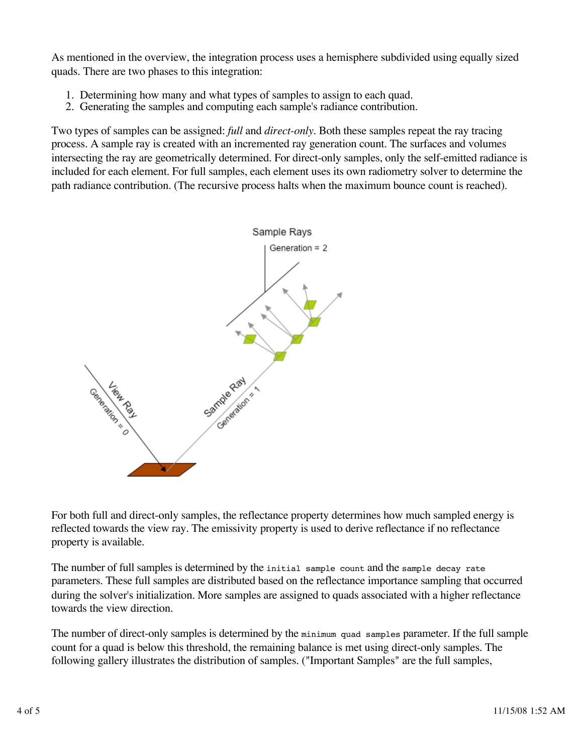As mentioned in the overview, the integration process uses a hemisphere subdivided using equally sized quads. There are two phases to this integration:

1. Determining how many and what types of samples to assign to each quad.
2. Generating the samples and computing each sample's radiance contribution.

Two types of samples can be assigned: *full* and *direct-only*. Both these samples repeat the ray tracing process. A sample ray is created with an incremented ray generation count. The surfaces and volumes intersecting the ray are geometrically determined. For direct-only samples, only the self-emitted radiance is included for each element. For full samples, each element uses its own radiometry solver to determine the path radiance contribution. (The recursive process halts when the maximum bounce count is reached).

For both full and direct-only samples, the reflectance property determines how much sampled energy is reflected towards the view ray. The emissivity property is used to derive reflectance if no reflectance property is available.

The number of full samples is determined by the `initial sample count` and the `sample decay rate` parameters. These full samples are distributed based on the reflectance importance sampling that occurred during the solver's initialization. More samples are assigned to quads associated with a higher reflectance towards the view direction.

The number of direct-only samples is determined by the `minimum quad samples` parameter. If the full sample count for a quad is below this threshold, the remaining balance is met using direct-only samples. The following gallery illustrates the distribution of samples. ("Important Samples" are the full samples,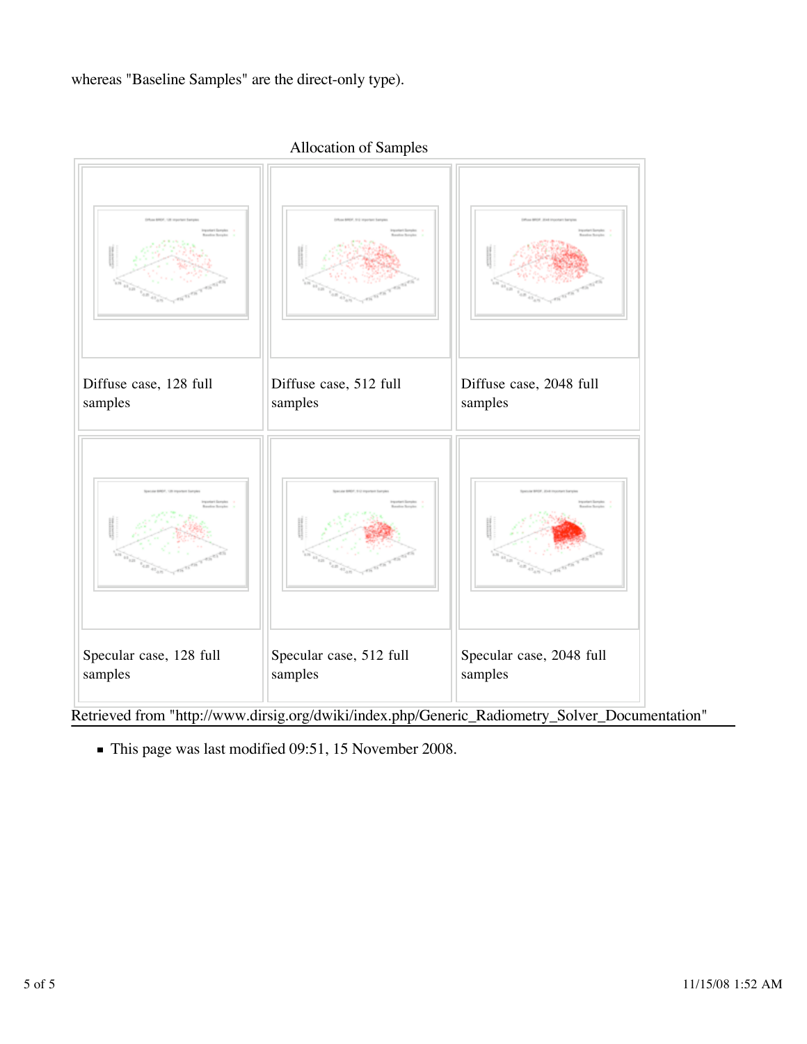whereas "Baseline Samples" are the direct-only type).

Allocation of Samples

| | | |
|---|---|---|
| Diffuse case, 128 full samples | Diffuse case, 512 full samples | Diffuse case, 2048 full samples |
| Specular case, 128 full samples | Specular case, 512 full samples | Specular case, 2048 full samples |

Retrieved from "http://www.dirsig.org/dwiki/index.php/Generic_Radiometry_Solver_Documentation"

- This page was last modified 09:51, 15 November 2008.